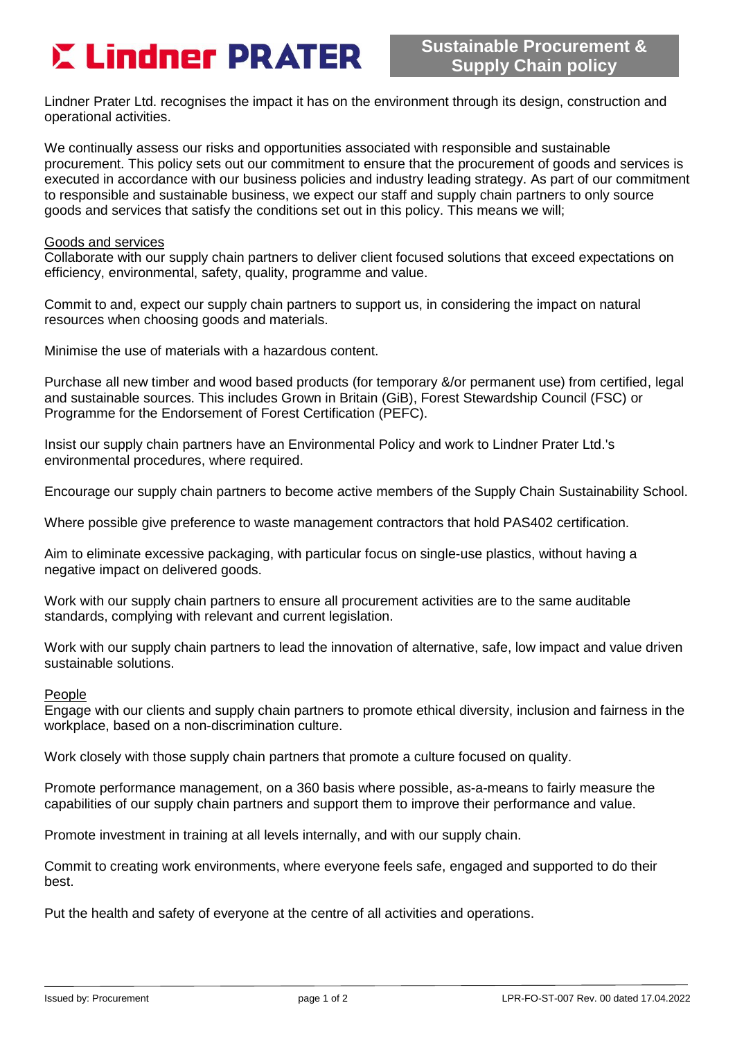# Lindner PRATER

## Sustainable Procurement & Supply Chain policy

Lindner Prater Ltd. recognises the impact it has on the environment through its design, construction and operational activities.

We continually assess our risks and opportunities associated with responsible and sustainable procurement. This policy sets out our commitment to ensure that the procurement of goods and services is executed in accordance with our business policies and industry leading strategy. As part of our commitment to responsible and sustainable business, we expect our staff and supply chain partners to only source goods and services that satisfy the conditions set out in this policy. This means we will;

### Goods and services

Collaborate with our supply chain partners to deliver client focused solutions that exceed expectations on efficiency, environmental, safety, quality, programme and value.

Commit to and, expect our supply chain partners to support us, in considering the impact on natural resources when choosing goods and materials.

Minimise the use of materials with a hazardous content.

Purchase all new timber and wood based products (for temporary &/or permanent use) from certified, legal and sustainable sources. This includes Grown in Britain (GiB), Forest Stewardship Council (FSC) or Programme for the Endorsement of Forest Certification (PEFC).

Insist our supply chain partners have an Environmental Policy and work to Lindner Prater Ltd.'s environmental procedures, where required.

Encourage our supply chain partners to become active members of the Supply Chain Sustainability School.

Where possible give preference to waste management contractors that hold PAS402 certification.

Aim to eliminate excessive packaging, with particular focus on single-use plastics, without having a negative impact on delivered goods.

Work with our supply chain partners to ensure all procurement activities are to the same auditable standards, complying with relevant and current legislation.

Work with our supply chain partners to lead the innovation of alternative, safe, low impact and value driven sustainable solutions.

### People

Engage with our clients and supply chain partners to promote ethical diversity, inclusion and fairness in the workplace, based on a non-discrimination culture.

Work closely with those supply chain partners that promote a culture focused on quality.

Promote performance management, on a 360 basis where possible, as-a-means to fairly measure the capabilities of our supply chain partners and support them to improve their performance and value.

Promote investment in training at all levels internally, and with our supply chain.

Commit to creating work environments, where everyone feels safe, engaged and supported to do their best.

Put the health and safety of everyone at the centre of all activities and operations.

Issued by: Procurement | LPR-FO-ST-007 Rev. 00 dated 17.04.2022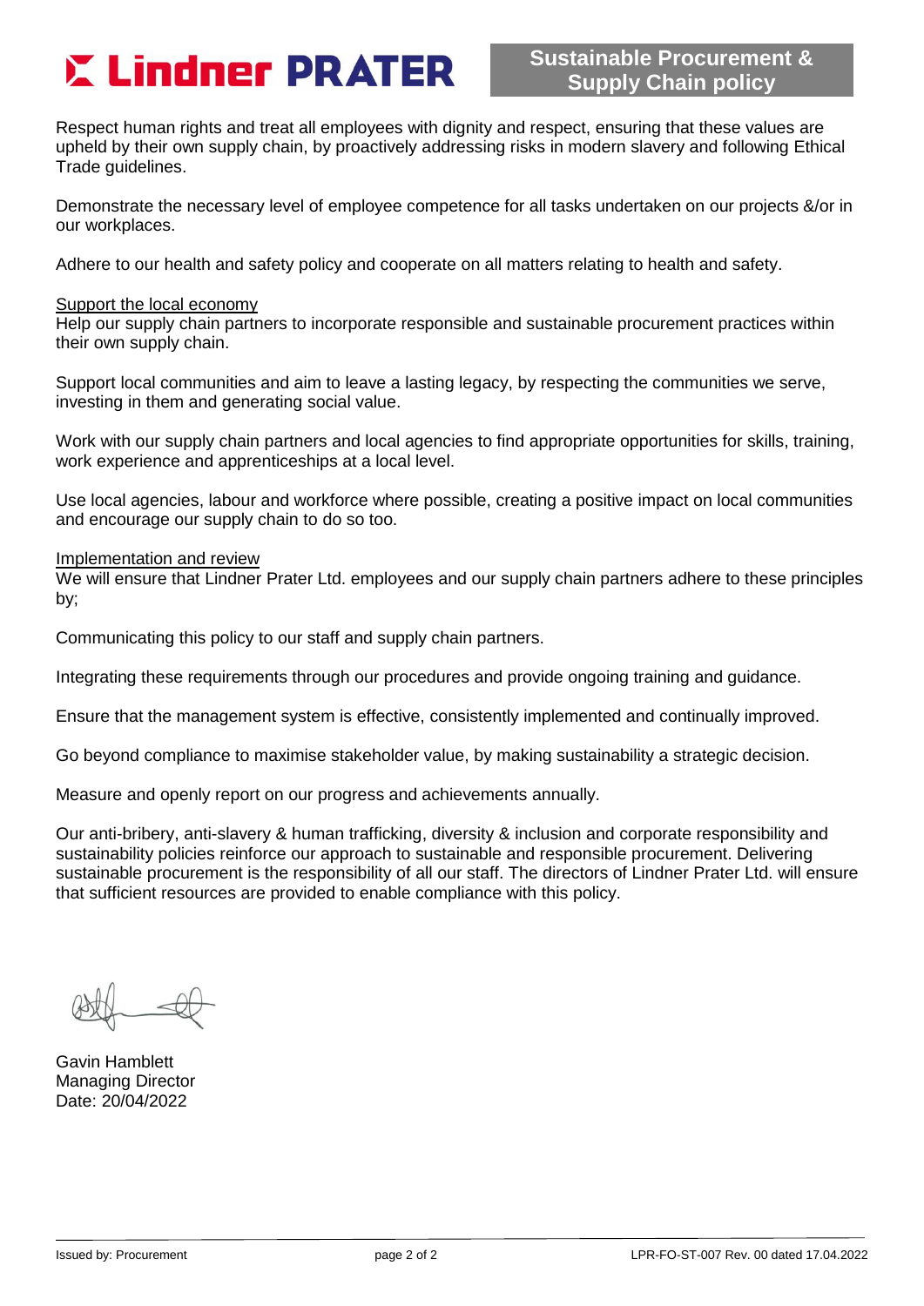Respect human rights and treat all employees with dignity and respect, ensuring that these values are upheld by their own supply chain, by proactively addressing risks in modern slavery and following Ethical Trade guidelines.

Demonstrate the necessary level of employee competence for all tasks undertaken on our projects &/or in our workplaces.

Adhere to our health and safety policy and cooperate on all matters relating to health and safety.

Support the local economy

Help our supply chain partners to incorporate responsible and sustainable procurement practices within their own supply chain.

Support local communities and aim to leave a lasting legacy, by respecting the communities we serve, investing in them and generating social value.

Work with our supply chain partners and local agencies to find appropriate opportunities for skills, training, work experience and apprenticeships at a local level.

Use local agencies, labour and workforce where possible, creating a positive impact on local communities and encourage our supply chain to do so too.

Implementation and review

We will ensure that Lindner Prater Ltd. employees and our supply chain partners adhere to these principles by;

Communicating this policy to our staff and supply chain partners.

Integrating these requirements through our procedures and provide ongoing training and guidance.

Ensure that the management system is effective, consistently implemented and continually improved.

Go beyond compliance to maximise stakeholder value, by making sustainability a strategic decision.

Measure and openly report on our progress and achievements annually.

Our anti-bribery, anti-slavery & human trafficking, diversity & inclusion and corporate responsibility and sustainability policies reinforce our approach to sustainable and responsible procurement. Delivering sustainable procurement is the responsibility of all our staff. The directors of Lindner Prater Ltd. will ensure that sufficient resources are provided to enable compliance with this policy.

Gavin Hamblett
Managing Director
Date: 20/04/2022